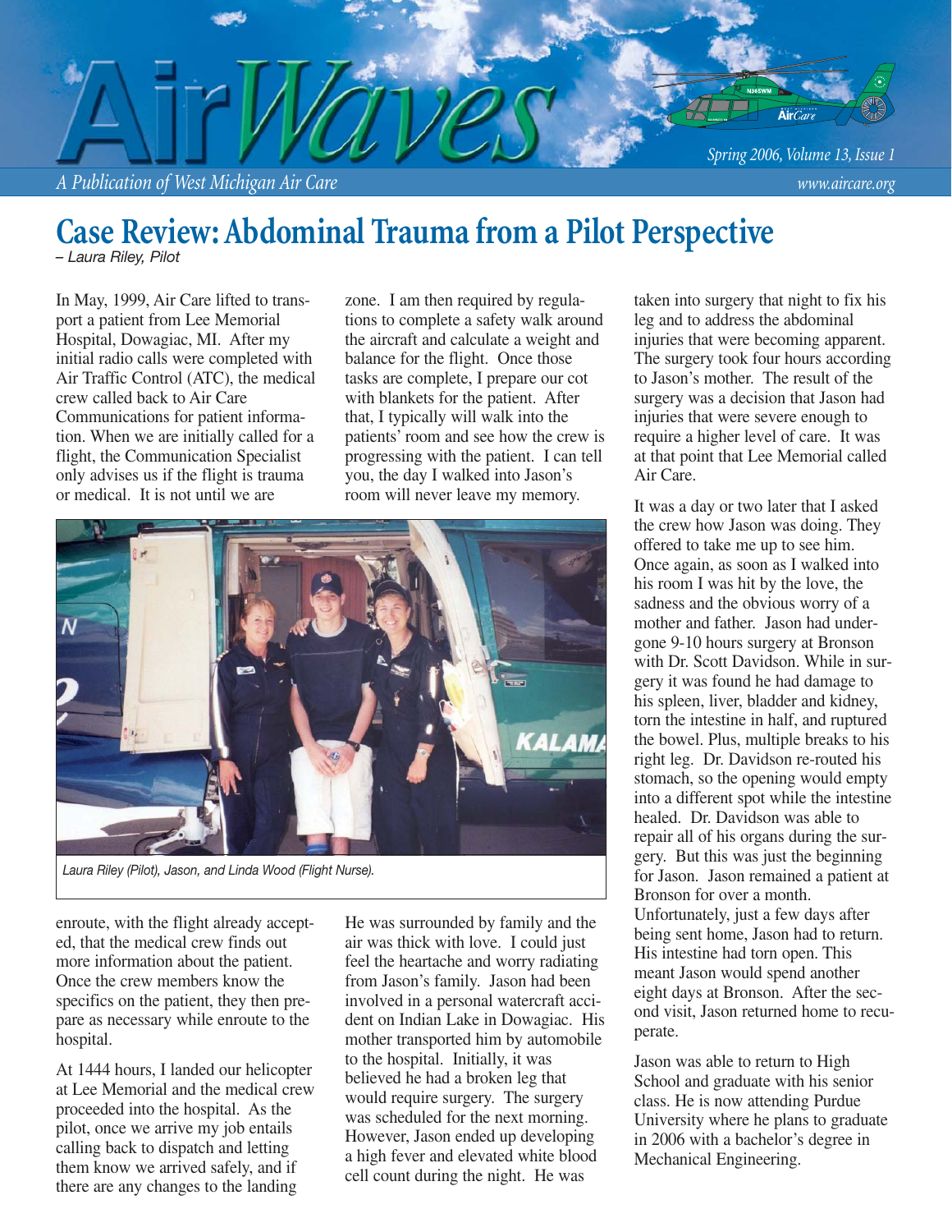# AirWaves

*A Publication of West Michigan Air Care*

*Spring 2006, Volume 13, Issue 1*

*www.aircare.org*

## Case Review: Abdominal Trauma from a Pilot Perspective

*– Laura Riley, Pilot*

In May, 1999, Air Care lifted to transport a patient from Lee Memorial Hospital, Dowagiac, MI. After my initial radio calls were completed with Air Traffic Control (ATC), the medical crew called back to Air Care Communications for patient information. When we are initially called for a flight, the Communication Specialist only advises us if the flight is trauma or medical. It is not until we are enroute, with the flight already accepted, that the medical crew finds out more information about the patient. Once the crew members know the specifics on the patient, they then prepare as necessary while enroute to the hospital.

At 1444 hours, I landed our helicopter at Lee Memorial and the medical crew proceeded into the hospital. As the pilot, once we arrive my job entails calling back to dispatch and letting them know we arrived safely, and if there are any changes to the landing zone. I am then required by regulations to complete a safety walk around the aircraft and calculate a weight and balance for the flight. Once those tasks are complete, I prepare our cot with blankets for the patient. After that, I typically will walk into the patients' room and see how the crew is progressing with the patient. I can tell you, the day I walked into Jason's room will never leave my memory.

*Laura Riley (Pilot), Jason, and Linda Wood (Flight Nurse).*

He was surrounded by family and the air was thick with love. I could just feel the heartache and worry radiating from Jason's family. Jason had been involved in a personal watercraft accident on Indian Lake in Dowagiac. His mother transported him by automobile to the hospital. Initially, it was believed he had a broken leg that would require surgery. The surgery was scheduled for the next morning. However, Jason ended up developing a high fever and elevated white blood cell count during the night. He was taken into surgery that night to fix his leg and to address the abdominal injuries that were becoming apparent. The surgery took four hours according to Jason's mother. The result of the surgery was a decision that Jason had injuries that were severe enough to require a higher level of care. It was at that point that Lee Memorial called Air Care.

It was a day or two later that I asked the crew how Jason was doing. They offered to take me up to see him. Once again, as soon as I walked into his room I was hit by the love, the sadness and the obvious worry of a mother and father. Jason had undergone 9-10 hours surgery at Bronson with Dr. Scott Davidson. While in surgery it was found he had damage to his spleen, liver, bladder and kidney, torn the intestine in half, and ruptured the bowel. Plus, multiple breaks to his right leg. Dr. Davidson re-routed his stomach, so the opening would empty into a different spot while the intestine healed. Dr. Davidson was able to repair all of his organs during the surgery. But this was just the beginning for Jason. Jason remained a patient at Bronson for over a month. Unfortunately, just a few days after being sent home, Jason had to return. His intestine had torn open. This meant Jason would spend another eight days at Bronson. After the second visit, Jason returned home to recuperate.

Jason was able to return to High School and graduate with his senior class. He is now attending Purdue University where he plans to graduate in 2006 with a bachelor's degree in Mechanical Engineering.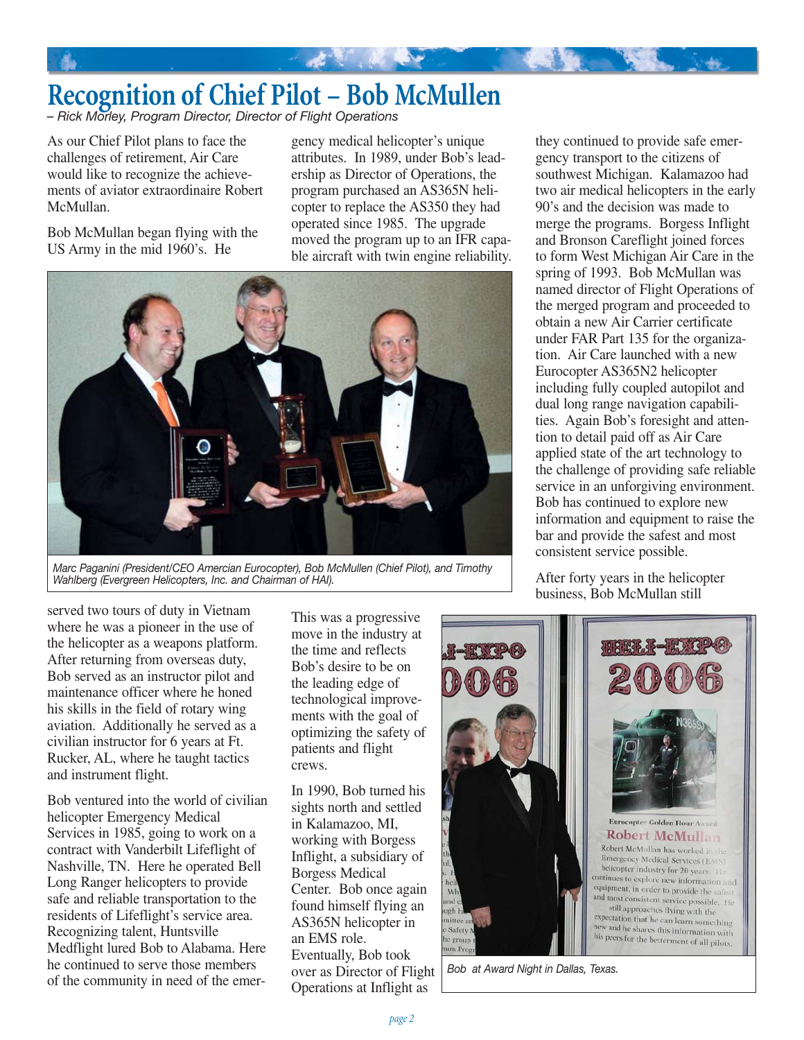# Recognition of Chief Pilot – Bob McMullen

*– Rick Morley, Program Director, Director of Flight Operations*

As our Chief Pilot plans to face the challenges of retirement, Air Care would like to recognize the achievements of aviator extraordinaire Robert McMullan.

Bob McMullan began flying with the US Army in the mid 1960's. He served two tours of duty in Vietnam where he was a pioneer in the use of the helicopter as a weapons platform. After returning from overseas duty, Bob served as an instructor pilot and maintenance officer where he honed his skills in the field of rotary wing aviation. Additionally he served as a civilian instructor for 6 years at Ft. Rucker, AL, where he taught tactics and instrument flight.

Bob ventured into the world of civilian helicopter Emergency Medical Services in 1985, going to work on a contract with Vanderbilt Lifeflight of Nashville, TN. Here he operated Bell Long Ranger helicopters to provide safe and reliable transportation to the residents of Lifeflight's service area. Recognizing talent, Huntsville Medflight lured Bob to Alabama. Here he continued to serve those members of the community in need of the emergency medical helicopter's unique attributes. In 1989, under Bob's leadership as Director of Operations, the program purchased an AS365N helicopter to replace the AS350 they had operated since 1985. The upgrade moved the program up to an IFR capable aircraft with twin engine reliability. This was a progressive move in the industry at the time and reflects Bob's desire to be on the leading edge of technological improvements with the goal of optimizing the safety of patients and flight crews.

*Marc Paganini (President/CEO Amercian Eurocopter), Bob McMullen (Chief Pilot), and Timothy Wahlberg (Evergreen Helicopters, Inc. and Chairman of HAI).*

In 1990, Bob turned his sights north and settled in Kalamazoo, MI, working with Borgess Inflight, a subsidiary of Borgess Medical Center. Bob once again found himself flying an AS365N helicopter in an EMS role. Eventually, Bob took over as Director of Flight Operations at Inflight as they continued to provide safe emergency transport to the citizens of southwest Michigan. Kalamazoo had two air medical helicopters in the early 90's and the decision was made to merge the programs. Borgess Inflight and Bronson Careflight joined forces to form West Michigan Air Care in the spring of 1993. Bob McMullan was named director of Flight Operations of the merged program and proceeded to obtain a new Air Carrier certificate under FAR Part 135 for the organization. Air Care launched with a new Eurocopter AS365N2 helicopter including fully coupled autopilot and dual long range navigation capabilities. Again Bob's foresight and attention to detail paid off as Air Care applied state of the art technology to the challenge of providing safe reliable service in an unforgiving environment. Bob has continued to explore new information and equipment to raise the bar and provide the safest and most consistent service possible.

After forty years in the helicopter business, Bob McMullan still

*Bob at Award Night in Dallas, Texas.*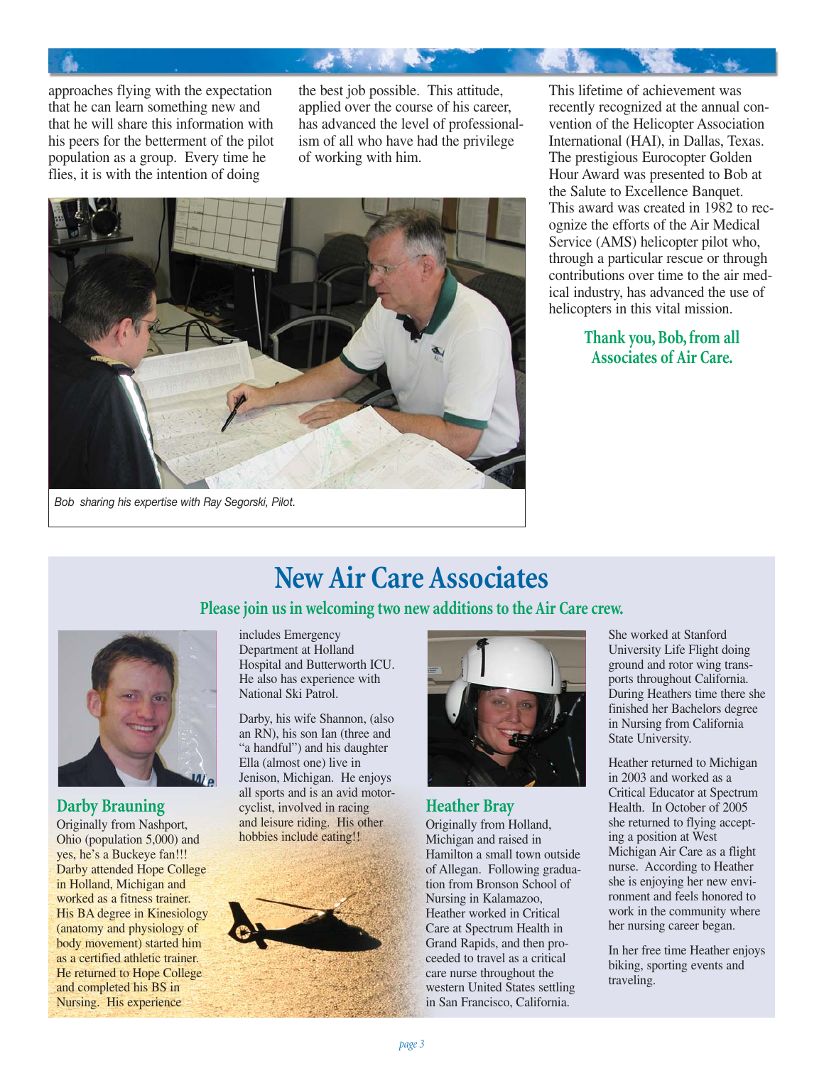approaches flying with the expectation that he can learn something new and that he will share this information with his peers for the betterment of the pilot population as a group. Every time he flies, it is with the intention of doing the best job possible. This attitude, applied over the course of his career, has advanced the level of professionalism of all who have had the privilege of working with him.

Bob sharing his expertise with Ray Segorski, Pilot.

This lifetime of achievement was recently recognized at the annual convention of the Helicopter Association International (HAI), in Dallas, Texas. The prestigious Eurocopter Golden Hour Award was presented to Bob at the Salute to Excellence Banquet. This award was created in 1982 to recognize the efforts of the Air Medical Service (AMS) helicopter pilot who, through a particular rescue or through contributions over time to the air medical industry, has advanced the use of helicopters in this vital mission.

**Thank you, Bob, from all Associates of Air Care.**

# New Air Care Associates

**Please join us in welcoming two new additions to the Air Care crew.**

## Darby Brauning

Originally from Nashport, Ohio (population 5,000) and yes, he's a Buckeye fan!!! Darby attended Hope College in Holland, Michigan and worked as a fitness trainer. His BA degree in Kinesiology (anatomy and physiology of body movement) started him as a certified athletic trainer. He returned to Hope College and completed his BS in Nursing. His experience includes Emergency Department at Holland Hospital and Butterworth ICU. He also has experience with National Ski Patrol.

Darby, his wife Shannon, (also an RN), his son Ian (three and "a handful") and his daughter Ella (almost one) live in Jenison, Michigan. He enjoys all sports and is an avid motorcyclist, involved in racing and leisure riding. His other hobbies include eating!!

## Heather Bray

Originally from Holland, Michigan and raised in Hamilton a small town outside of Allegan. Following graduation from Bronson School of Nursing in Kalamazoo, Heather worked in Critical Care at Spectrum Health in Grand Rapids, and then proceeded to travel as a critical care nurse throughout the western United States settling in San Francisco, California. She worked at Stanford University Life Flight doing ground and rotor wing transports throughout California. During Heathers time there she finished her Bachelors degree in Nursing from California State University.

Heather returned to Michigan in 2003 and worked as a Critical Educator at Spectrum Health. In October of 2005 she returned to flying accepting a position at West Michigan Air Care as a flight nurse. According to Heather she is enjoying her new environment and feels honored to work in the community where her nursing career began.

In her free time Heather enjoys biking, sporting events and traveling.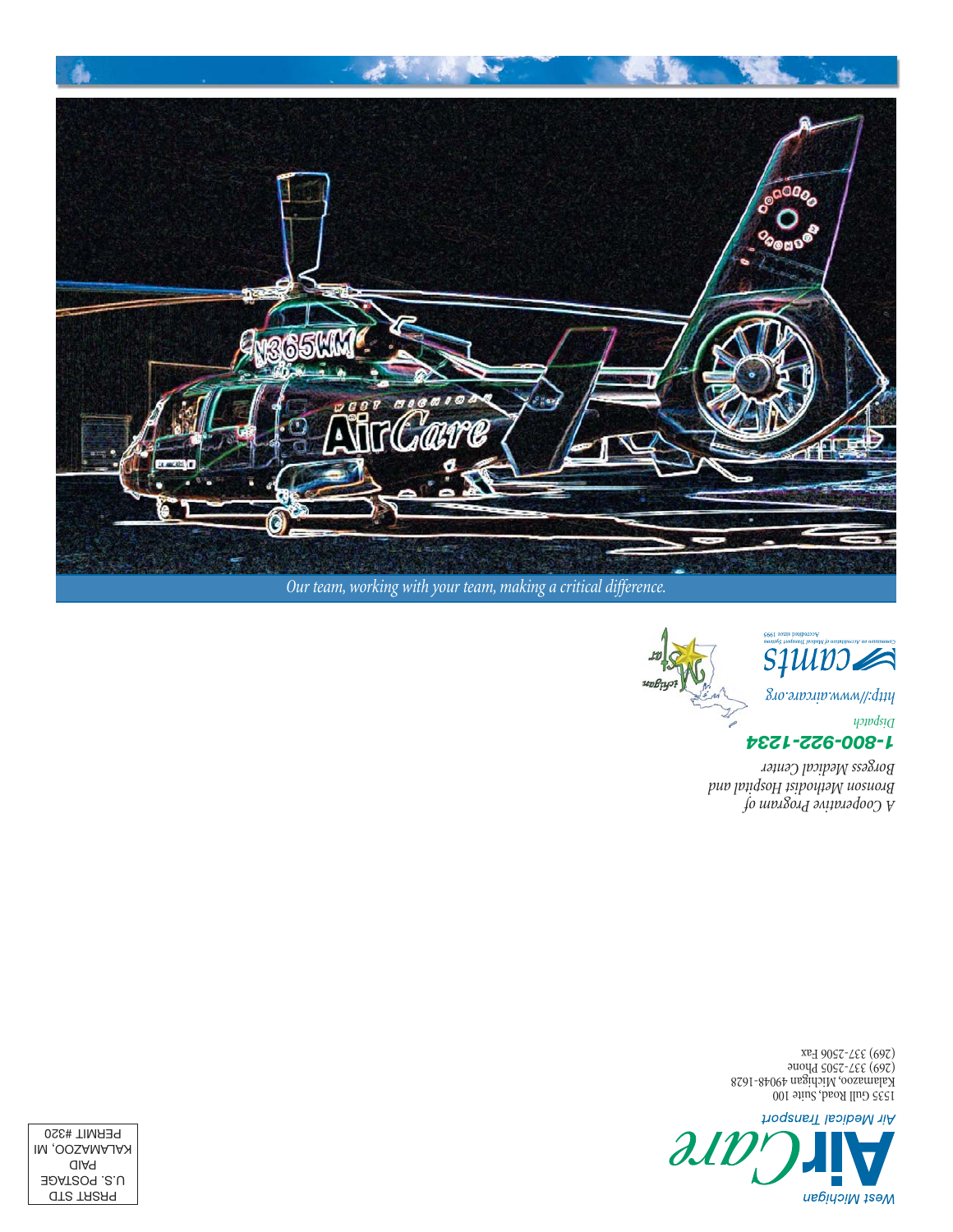*Our team, working with your team, making a critical difference.*

*A Cooperative Program of*
*Bronson Methodist Hospital and*
*Borgess Medical Center*

**1-800-922-1234**
*Dispatch*

*http://www.aircare.org*

camts
Commission on Accreditation of Medical Transport Systems
Accredited since 1995

West Michigan
**AirCare**
*Air Medical Transport*

1535 Gull Road, Suite 100
Kalamazoo, Michigan 49048-1628
(269) 337-2505 Phone
(269) 337-2506 Fax

PRSRT STD
U.S. POSTAGE
PAID
KALAMAZOO, MI
PERMIT #320